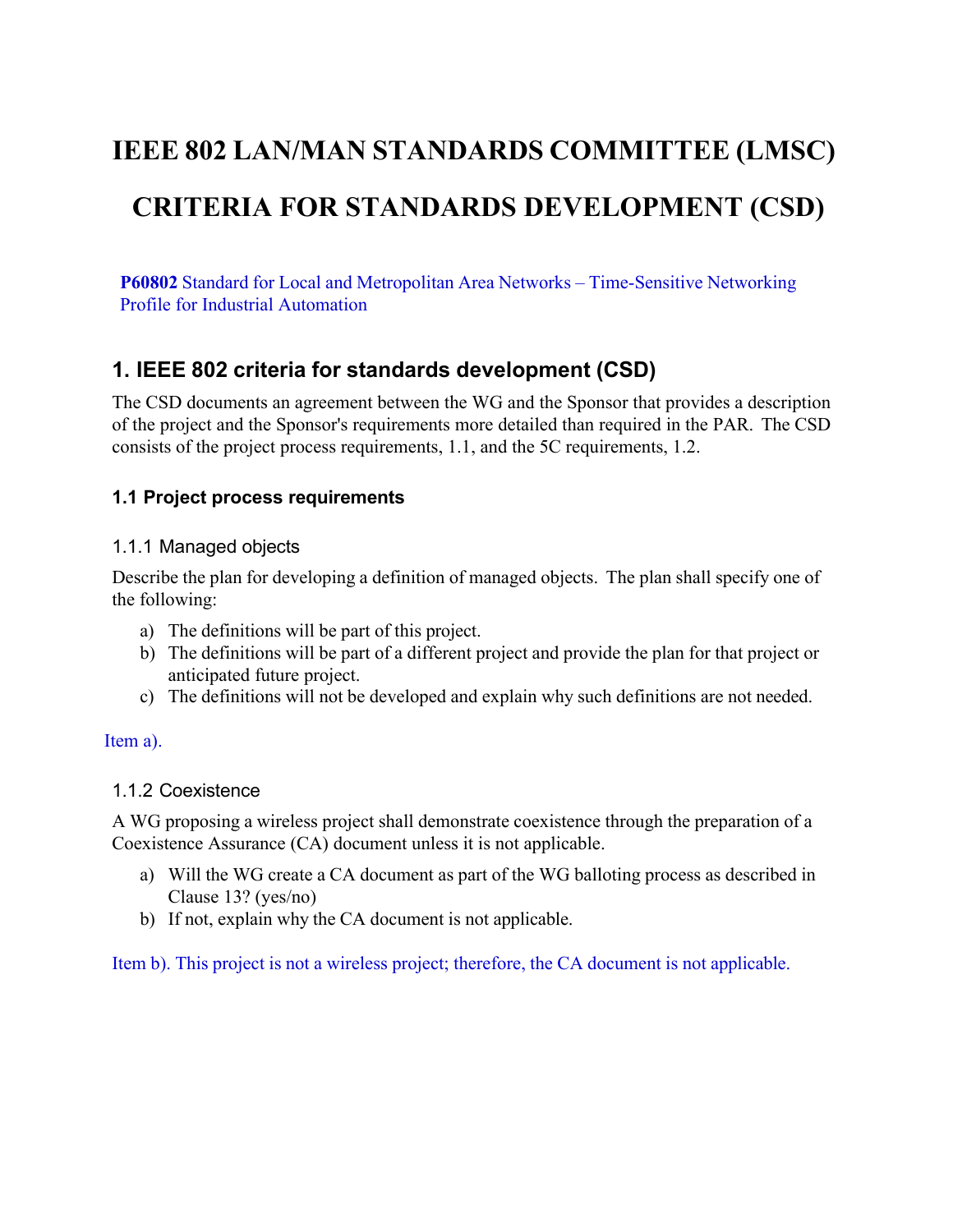# IEEE 802 LAN/MAN STANDARDS COMMITTEE (LMSC)

# CRITERIA FOR STANDARDS DEVELOPMENT (CSD)

**P60802** Standard for Local and Metropolitan Area Networks – Time-Sensitive Networking Profile for Industrial Automation

## 1. IEEE 802 criteria for standards development (CSD)

The CSD documents an agreement between the WG and the Sponsor that provides a description of the project and the Sponsor's requirements more detailed than required in the PAR. The CSD consists of the project process requirements, 1.1, and the 5C requirements, 1.2.

### 1.1 Project process requirements

#### 1.1.1 Managed objects

Describe the plan for developing a definition of managed objects. The plan shall specify one of the following:

a) The definitions will be part of this project.
b) The definitions will be part of a different project and provide the plan for that project or anticipated future project.
c) The definitions will not be developed and explain why such definitions are not needed.

Item a).

#### 1.1.2 Coexistence

A WG proposing a wireless project shall demonstrate coexistence through the preparation of a Coexistence Assurance (CA) document unless it is not applicable.

a) Will the WG create a CA document as part of the WG balloting process as described in Clause 13? (yes/no)
b) If not, explain why the CA document is not applicable.

Item b). This project is not a wireless project; therefore, the CA document is not applicable.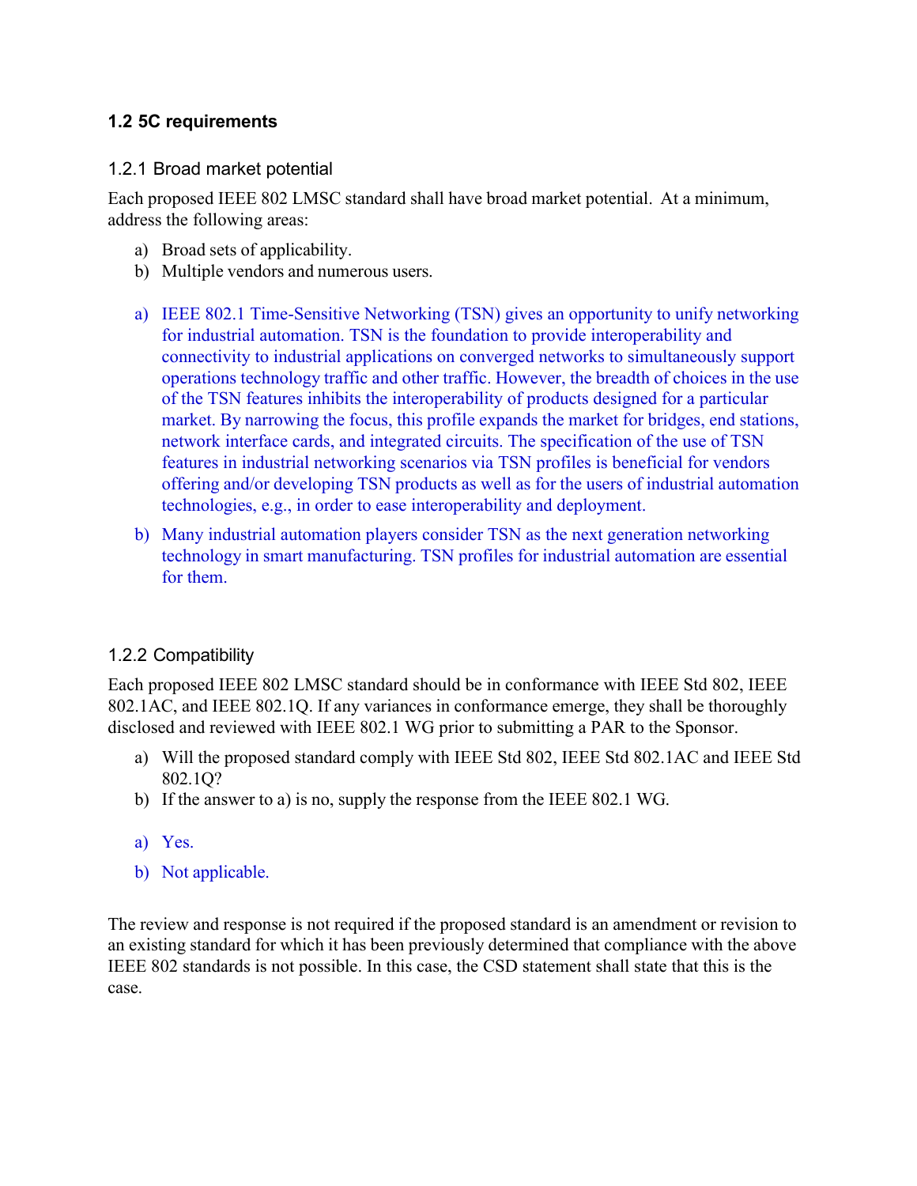### 1.2 5C requirements

#### 1.2.1 Broad market potential

Each proposed IEEE 802 LMSC standard shall have broad market potential. At a minimum, address the following areas:

a) Broad sets of applicability.
b) Multiple vendors and numerous users.

a) IEEE 802.1 Time-Sensitive Networking (TSN) gives an opportunity to unify networking for industrial automation. TSN is the foundation to provide interoperability and connectivity to industrial applications on converged networks to simultaneously support operations technology traffic and other traffic. However, the breadth of choices in the use of the TSN features inhibits the interoperability of products designed for a particular market. By narrowing the focus, this profile expands the market for bridges, end stations, network interface cards, and integrated circuits. The specification of the use of TSN features in industrial networking scenarios via TSN profiles is beneficial for vendors offering and/or developing TSN products as well as for the users of industrial automation technologies, e.g., in order to ease interoperability and deployment.
b) Many industrial automation players consider TSN as the next generation networking technology in smart manufacturing. TSN profiles for industrial automation are essential for them.

#### 1.2.2 Compatibility

Each proposed IEEE 802 LMSC standard should be in conformance with IEEE Std 802, IEEE 802.1AC, and IEEE 802.1Q. If any variances in conformance emerge, they shall be thoroughly disclosed and reviewed with IEEE 802.1 WG prior to submitting a PAR to the Sponsor.

a) Will the proposed standard comply with IEEE Std 802, IEEE Std 802.1AC and IEEE Std 802.1Q?
b) If the answer to a) is no, supply the response from the IEEE 802.1 WG.

a) Yes.
b) Not applicable.

The review and response is not required if the proposed standard is an amendment or revision to an existing standard for which it has been previously determined that compliance with the above IEEE 802 standards is not possible. In this case, the CSD statement shall state that this is the case.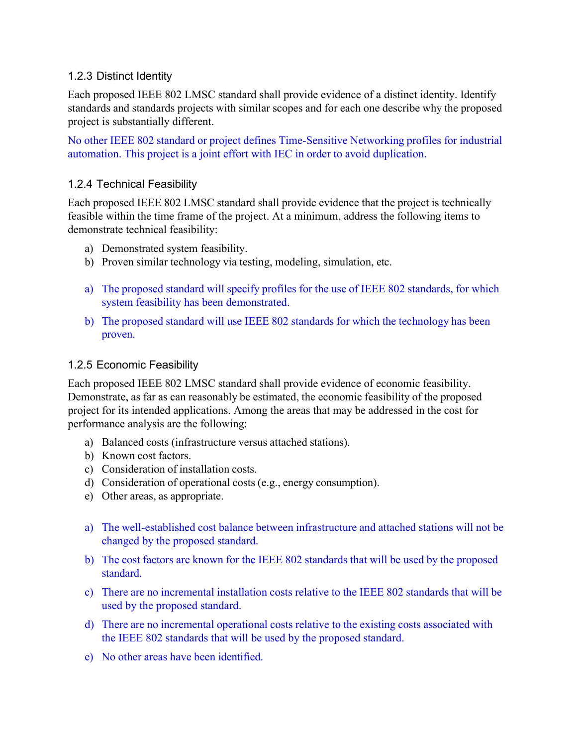### 1.2.3 Distinct Identity

Each proposed IEEE 802 LMSC standard shall provide evidence of a distinct identity. Identify standards and standards projects with similar scopes and for each one describe why the proposed project is substantially different.

No other IEEE 802 standard or project defines Time-Sensitive Networking profiles for industrial automation. This project is a joint effort with IEC in order to avoid duplication.

### 1.2.4 Technical Feasibility

Each proposed IEEE 802 LMSC standard shall provide evidence that the project is technically feasible within the time frame of the project. At a minimum, address the following items to demonstrate technical feasibility:

a) Demonstrated system feasibility.
b) Proven similar technology via testing, modeling, simulation, etc.

a) The proposed standard will specify profiles for the use of IEEE 802 standards, for which system feasibility has been demonstrated.

b) The proposed standard will use IEEE 802 standards for which the technology has been proven.

### 1.2.5 Economic Feasibility

Each proposed IEEE 802 LMSC standard shall provide evidence of economic feasibility. Demonstrate, as far as can reasonably be estimated, the economic feasibility of the proposed project for its intended applications. Among the areas that may be addressed in the cost for performance analysis are the following:

a) Balanced costs (infrastructure versus attached stations).
b) Known cost factors.
c) Consideration of installation costs.
d) Consideration of operational costs (e.g., energy consumption).
e) Other areas, as appropriate.

a) The well-established cost balance between infrastructure and attached stations will not be changed by the proposed standard.

b) The cost factors are known for the IEEE 802 standards that will be used by the proposed standard.

c) There are no incremental installation costs relative to the IEEE 802 standards that will be used by the proposed standard.

d) There are no incremental operational costs relative to the existing costs associated with the IEEE 802 standards that will be used by the proposed standard.

e) No other areas have been identified.